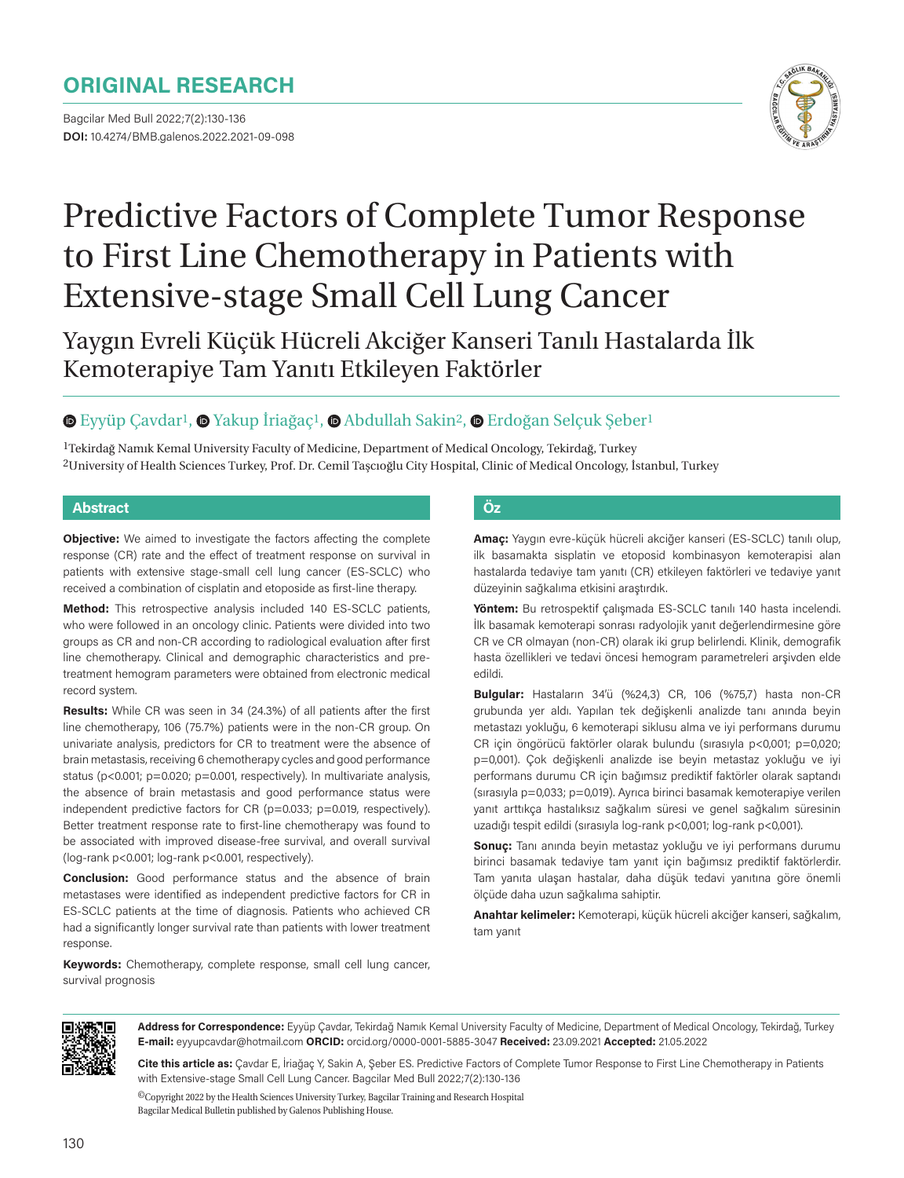ORIGINAL RESEARCH

DOI: 10.4274/BMB.galenos.2022.2021-09-098

# Predictive Factors of Complete Tumor Response to First Line Chemotherapy in Patients with Extensive-stage Small Cell Lung Cancer

## Yaygın Evreli Küçük Hücreli Akciğer Kanseri Tanılı Hastalarda İlk Kemoterapiye Tam Yanıtı Etkileyen Faktörler

Eyyüp Çavdar[1], Yakup İriağaç[1], Abdullah Sakin[2], Erdoğan Selçuk Şeber[1]

[1]Tekirdağ Namık Kemal University Faculty of Medicine, Department of Medical Oncology, Tekirdağ, Turkey
[2]University of Health Sciences Turkey, Prof. Dr. Cemil Taşcıoğlu City Hospital, Clinic of Medical Oncology, İstanbul, Turkey

### Abstract

**Objective:** We aimed to investigate the factors affecting the complete response (CR) rate and the effect of treatment response on survival in patients with extensive stage-small cell lung cancer (ES-SCLC) who received a combination of cisplatin and etoposide as first-line therapy.

**Method:** This retrospective analysis included 140 ES-SCLC patients, who were followed in an oncology clinic. Patients were divided into two groups as CR and non-CR according to radiological evaluation after first line chemotherapy. Clinical and demographic characteristics and pre-treatment hemogram parameters were obtained from electronic medical record system.

**Results:** While CR was seen in 34 (24.3%) of all patients after the first line chemotherapy, 106 (75.7%) patients were in the non-CR group. On univariate analysis, predictors for CR to treatment were the absence of brain metastasis, receiving 6 chemotherapy cycles and good performance status (p<0.001; p=0.020; p=0.001, respectively). In multivariate analysis, the absence of brain metastasis and good performance status were independent predictive factors for CR (p=0.033; p=0.019, respectively). Better treatment response rate to first-line chemotherapy was found to be associated with improved disease-free survival, and overall survival (log-rank p<0.001; log-rank p<0.001, respectively).

**Conclusion:** Good performance status and the absence of brain metastases were identified as independent predictive factors for CR in ES-SCLC patients at the time of diagnosis. Patients who achieved CR had a significantly longer survival rate than patients with lower treatment response.

**Keywords:** Chemotherapy, complete response, small cell lung cancer, survival prognosis

### Öz

**Amaç:** Yaygın evre-küçük hücreli akciğer kanseri (ES-SCLC) tanılı olup, ilk basamakta sisplatin ve etoposid kombinasyon kemoterapisi alan hastalarda tedaviye tam yanıtı (CR) etkileyen faktörleri ve tedaviye yanıt düzeyinin sağkalıma etkisini araştırdık.

**Yöntem:** Bu retrospektif çalışmada ES-SCLC tanılı 140 hasta incelendi. İlk basamak kemoterapi sonrası radyolojik yanıt değerlendirmesine göre CR ve CR olmayan (non-CR) olarak iki grup belirlendi. Klinik, demografik hasta özellikleri ve tedavi öncesi hemogram parametreleri arşivden elde edildi.

**Bulgular:** Hastaların 34'ü (%24,3) CR, 106 (%75,7) hasta non-CR grubunda yer aldı. Yapılan tek değişkenli analizde tanı anında beyin metastazı yokluğu, 6 kemoterapi siklusu alma ve iyi performans durumu CR için öngörücü faktörler olarak bulundu (sırasıyla p<0,001; p=0,020; p=0,001). Çok değişkenli analizde ise beyin metastaz yokluğu ve iyi performans durumu CR için bağımsız prediktif faktörler olarak saptandı (sırasıyla p=0,033; p=0,019). Ayrıca birinci basamak kemoterapiye verilen yanıt arttıkça hastalıksız sağkalım süresi ve genel sağkalım süresinin uzadığı tespit edildi (sırasıyla log-rank p<0,001; log-rank p<0,001).

**Sonuç:** Tanı anında beyin metastaz yokluğu ve iyi performans durumu birinci basamak tedaviye tam yanıt için bağımsız prediktif faktörlerdir. Tam yanıta ulaşan hastalar, daha düşük tedavi yanıtına göre önemli ölçüde daha uzun sağkalıma sahiptir.

**Anahtar kelimeler:** Kemoterapi, küçük hücreli akciğer kanseri, sağkalım, tam yanıt

**Address for Correspondence:** Eyyüp Çavdar, Tekirdağ Namık Kemal University Faculty of Medicine, Department of Medical Oncology, Tekirdağ, Turkey
**E-mail:** eyyupcavdar@hotmail.com **ORCID:** orcid.org/0000-0001-5885-3047 **Received:** 23.09.2021 **Accepted:** 21.05.2022

**Cite this article as:** Çavdar E, İriağaç Y, Sakin A, Şeber ES. Predictive Factors of Complete Tumor Response to First Line Chemotherapy in Patients with Extensive-stage Small Cell Lung Cancer. Bagcilar Med Bull 2022;7(2):130-136

©Copyright 2022 by the Health Sciences University Turkey, Bagcilar Training and Research Hospital
Bagcilar Medical Bulletin published by Galenos Publishing House.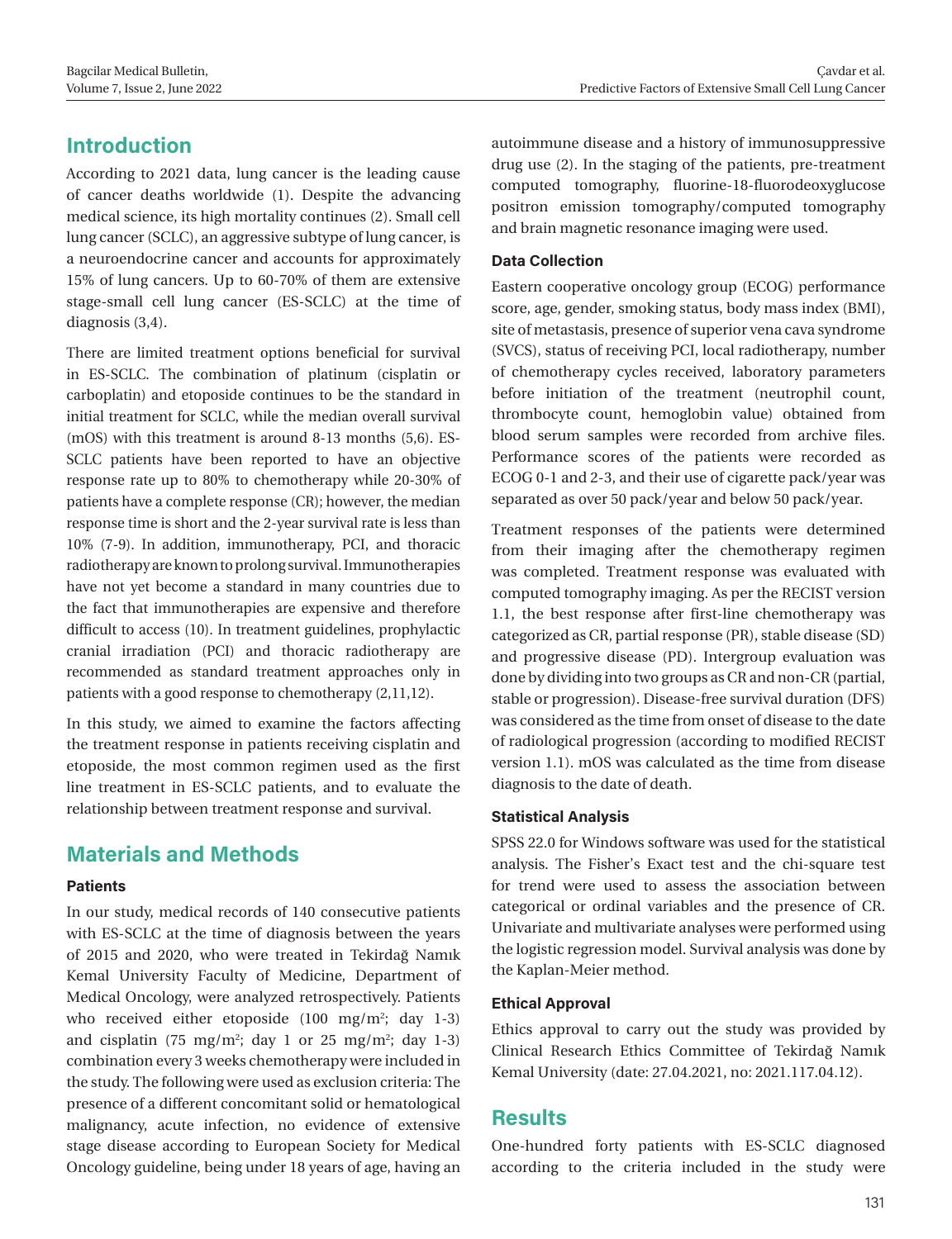## Introduction

According to 2021 data, lung cancer is the leading cause of cancer deaths worldwide (1). Despite the advancing medical science, its high mortality continues (2). Small cell lung cancer (SCLC), an aggressive subtype of lung cancer, is a neuroendocrine cancer and accounts for approximately 15% of lung cancers. Up to 60-70% of them are extensive stage-small cell lung cancer (ES-SCLC) at the time of diagnosis (3,4).

There are limited treatment options beneficial for survival in ES-SCLC. The combination of platinum (cisplatin or carboplatin) and etoposide continues to be the standard in initial treatment for SCLC, while the median overall survival (mOS) with this treatment is around 8-13 months (5,6). ES-SCLC patients have been reported to have an objective response rate up to 80% to chemotherapy while 20-30% of patients have a complete response (CR); however, the median response time is short and the 2-year survival rate is less than 10% (7-9). In addition, immunotherapy, PCI, and thoracic radiotherapy are known to prolong survival. Immunotherapies have not yet become a standard in many countries due to the fact that immunotherapies are expensive and therefore difficult to access (10). In treatment guidelines, prophylactic cranial irradiation (PCI) and thoracic radiotherapy are recommended as standard treatment approaches only in patients with a good response to chemotherapy (2,11,12).

In this study, we aimed to examine the factors affecting the treatment response in patients receiving cisplatin and etoposide, the most common regimen used as the first line treatment in ES-SCLC patients, and to evaluate the relationship between treatment response and survival.

## Materials and Methods

### Patients

In our study, medical records of 140 consecutive patients with ES-SCLC at the time of diagnosis between the years of 2015 and 2020, who were treated in Tekirdağ Namık Kemal University Faculty of Medicine, Department of Medical Oncology, were analyzed retrospectively. Patients who received either etoposide (100 mg/m$^2$; day 1-3) and cisplatin (75 mg/m$^2$; day 1 or 25 mg/m$^2$; day 1-3) combination every 3 weeks chemotherapy were included in the study. The following were used as exclusion criteria: The presence of a different concomitant solid or hematological malignancy, acute infection, no evidence of extensive stage disease according to European Society for Medical Oncology guideline, being under 18 years of age, having an autoimmune disease and a history of immunosuppressive drug use (2). In the staging of the patients, pre-treatment computed tomography, fluorine-18-fluorodeoxyglucose positron emission tomography/computed tomography and brain magnetic resonance imaging were used.

### Data Collection

Eastern cooperative oncology group (ECOG) performance score, age, gender, smoking status, body mass index (BMI), site of metastasis, presence of superior vena cava syndrome (SVCS), status of receiving PCI, local radiotherapy, number of chemotherapy cycles received, laboratory parameters before initiation of the treatment (neutrophil count, thrombocyte count, hemoglobin value) obtained from blood serum samples were recorded from archive files. Performance scores of the patients were recorded as ECOG 0-1 and 2-3, and their use of cigarette pack/year was separated as over 50 pack/year and below 50 pack/year.

Treatment responses of the patients were determined from their imaging after the chemotherapy regimen was completed. Treatment response was evaluated with computed tomography imaging. As per the RECIST version 1.1, the best response after first-line chemotherapy was categorized as CR, partial response (PR), stable disease (SD) and progressive disease (PD). Intergroup evaluation was done by dividing into two groups as CR and non-CR (partial, stable or progression). Disease-free survival duration (DFS) was considered as the time from onset of disease to the date of radiological progression (according to modified RECIST version 1.1). mOS was calculated as the time from disease diagnosis to the date of death.

### Statistical Analysis

SPSS 22.0 for Windows software was used for the statistical analysis. The Fisher's Exact test and the chi-square test for trend were used to assess the association between categorical or ordinal variables and the presence of CR. Univariate and multivariate analyses were performed using the logistic regression model. Survival analysis was done by the Kaplan-Meier method.

### Ethical Approval

Ethics approval to carry out the study was provided by Clinical Research Ethics Committee of Tekirdağ Namık Kemal University (date: 27.04.2021, no: 2021.117.04.12).

## Results

One-hundred forty patients with ES-SCLC diagnosed according to the criteria included in the study were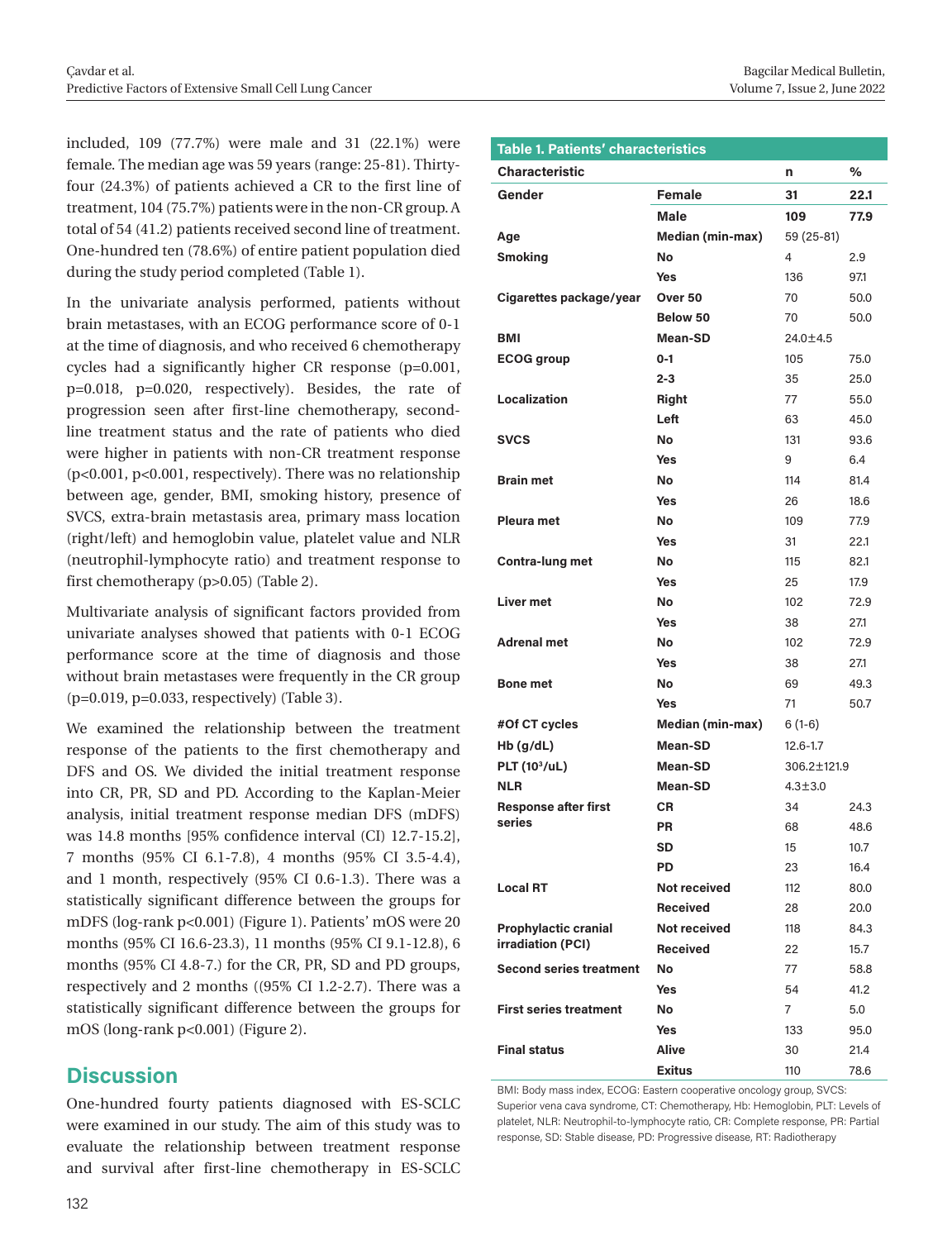included, 109 (77.7%) were male and 31 (22.1%) were female. The median age was 59 years (range: 25-81). Thirty-four (24.3%) of patients achieved a CR to the first line of treatment, 104 (75.7%) patients were in the non-CR group. A total of 54 (41.2) patients received second line of treatment. One-hundred ten (78.6%) of entire patient population died during the study period completed (Table 1).

In the univariate analysis performed, patients without brain metastases, with an ECOG performance score of 0-1 at the time of diagnosis, and who received 6 chemotherapy cycles had a significantly higher CR response (p=0.001, p=0.018, p=0.020, respectively). Besides, the rate of progression seen after first-line chemotherapy, second-line treatment status and the rate of patients who died were higher in patients with non-CR treatment response (p<0.001, p<0.001, respectively). There was no relationship between age, gender, BMI, smoking history, presence of SVCS, extra-brain metastasis area, primary mass location (right/left) and hemoglobin value, platelet value and NLR (neutrophil-lymphocyte ratio) and treatment response to first chemotherapy (p>0.05) (Table 2).

Multivariate analysis of significant factors provided from univariate analyses showed that patients with 0-1 ECOG performance score at the time of diagnosis and those without brain metastases were frequently in the CR group (p=0.019, p=0.033, respectively) (Table 3).

We examined the relationship between the treatment response of the patients to the first chemotherapy and DFS and OS. We divided the initial treatment response into CR, PR, SD and PD. According to the Kaplan-Meier analysis, initial treatment response median DFS (mDFS) was 14.8 months [95% confidence interval (CI) 12.7-15.2], 7 months (95% CI 6.1-7.8), 4 months (95% CI 3.5-4.4), and 1 month, respectively (95% CI 0.6-1.3). There was a statistically significant difference between the groups for mDFS (log-rank p<0.001) (Figure 1). Patients' mOS were 20 months (95% CI 16.6-23.3), 11 months (95% CI 9.1-12.8), 6 months (95% CI 4.8-7.) for the CR, PR, SD and PD groups, respectively and 2 months ((95% CI 1.2-2.7). There was a statistically significant difference between the groups for mOS (long-rank p<0.001) (Figure 2).

**Table 1. Patients' characteristics**

| Characteristic | | n | % |
|---|---|---|---|
| **Gender** | **Female** | **31** | **22.1** |
| | **Male** | **109** | **77.9** |
| **Age** | **Median (min-max)** | 59 (25-81) | |
| **Smoking** | **No** | 4 | 2.9 |
| | **Yes** | 136 | 97.1 |
| **Cigarettes package/year** | **Over 50** | 70 | 50.0 |
| | **Below 50** | 70 | 50.0 |
| **BMI** | **Mean-SD** | 24.0±4.5 | |
| **ECOG group** | **0-1** | 105 | 75.0 |
| | **2-3** | 35 | 25.0 |
| **Localization** | **Right** | 77 | 55.0 |
| | **Left** | 63 | 45.0 |
| **SVCS** | **No** | 131 | 93.6 |
| | **Yes** | 9 | 6.4 |
| **Brain met** | **No** | 114 | 81.4 |
| | **Yes** | 26 | 18.6 |
| **Pleura met** | **No** | 109 | 77.9 |
| | **Yes** | 31 | 22.1 |
| **Contra-lung met** | **No** | 115 | 82.1 |
| | **Yes** | 25 | 17.9 |
| **Liver met** | **No** | 102 | 72.9 |
| | **Yes** | 38 | 27.1 |
| **Adrenal met** | **No** | 102 | 72.9 |
| | **Yes** | 38 | 27.1 |
| **Bone met** | **No** | 69 | 49.3 |
| | **Yes** | 71 | 50.7 |
| **#Of CT cycles** | **Median (min-max)** | 6 (1-6) | |
| **Hb (g/dL)** | **Mean-SD** | 12.6-1.7 | |
| **PLT ($10^3$/uL)** | **Mean-SD** | 306.2±121.9 | |
| **NLR** | **Mean-SD** | 4.3±3.0 | |
| **Response after first series** | **CR** | 34 | 24.3 |
| | **PR** | 68 | 48.6 |
| | **SD** | 15 | 10.7 |
| | **PD** | 23 | 16.4 |
| **Local RT** | **Not received** | 112 | 80.0 |
| | **Received** | 28 | 20.0 |
| **Prophylactic cranial irradiation (PCI)** | **Not received** | 118 | 84.3 |
| | **Received** | 22 | 15.7 |
| **Second series treatment** | **No** | 77 | 58.8 |
| | **Yes** | 54 | 41.2 |
| **First series treatment** | **No** | 7 | 5.0 |
| | **Yes** | 133 | 95.0 |
| **Final status** | **Alive** | 30 | 21.4 |
| | **Exitus** | 110 | 78.6 |

BMI: Body mass index, ECOG: Eastern cooperative oncology group, SVCS: Superior vena cava syndrome, CT: Chemotherapy, Hb: Hemoglobin, PLT: Levels of platelet, NLR: Neutrophil-to-lymphocyte ratio, CR: Complete response, PR: Partial response, SD: Stable disease, PD: Progressive disease, RT: Radiotherapy

## Discussion

One-hundred fourty patients diagnosed with ES-SCLC were examined in our study. The aim of this study was to evaluate the relationship between treatment response and survival after first-line chemotherapy in ES-SCLC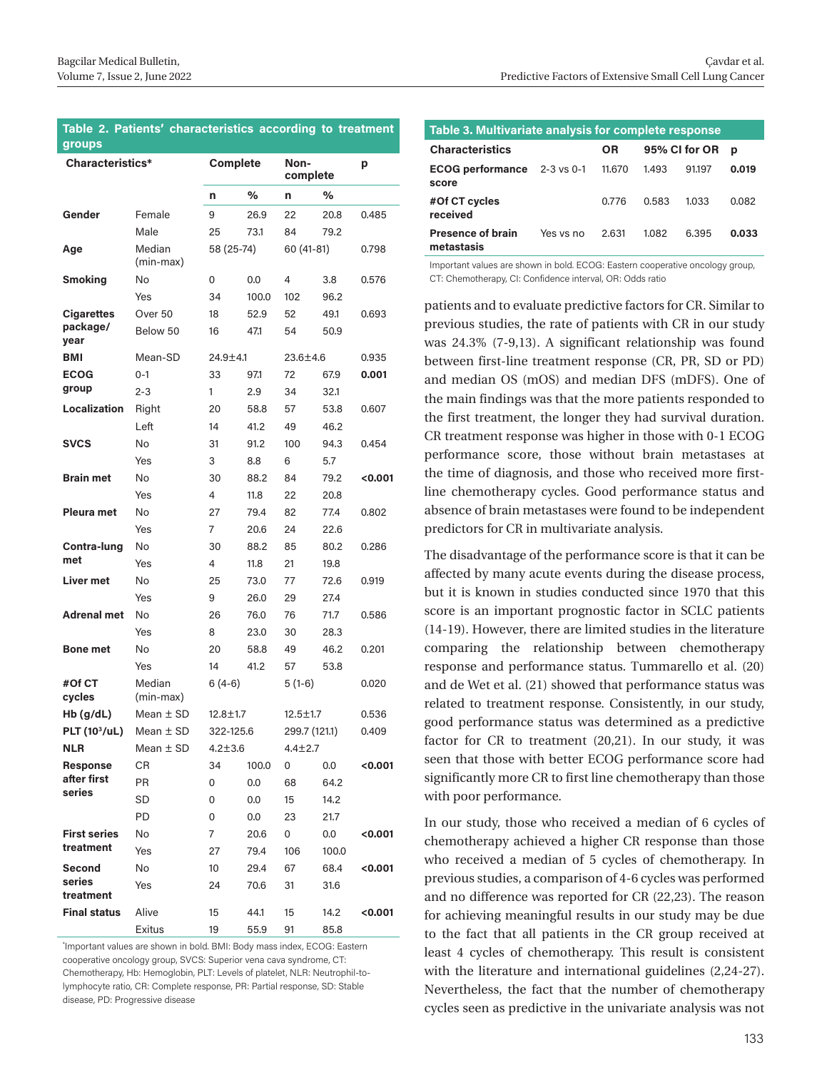**Table 2. Patients' characteristics according to treatment groups**

| Characteristics* | | Complete | | Non-complete | | p |
|---|---|---|---|---|---|---|
| | | n | % | n | % | |
| **Gender** | Female | 9 | 26.9 | 22 | 20.8 | 0.485 |
| | Male | 25 | 73.1 | 84 | 79.2 | |
| **Age** | Median (min-max) | 58 (25-74) | | 60 (41-81) | | 0.798 |
| **Smoking** | No | 0 | 0.0 | 4 | 3.8 | 0.576 |
| | Yes | 34 | 100.0 | 102 | 96.2 | |
| **Cigarettes package/ year** | Over 50 | 18 | 52.9 | 52 | 49.1 | 0.693 |
| | Below 50 | 16 | 47.1 | 54 | 50.9 | |
| **BMI** | Mean-SD | 24.9±4.1 | | 23.6±4.6 | | 0.935 |
| **ECOG group** | 0-1 | 33 | 97.1 | 72 | 67.9 | **0.001** |
| | 2-3 | 1 | 2.9 | 34 | 32.1 | |
| **Localization** | Right | 20 | 58.8 | 57 | 53.8 | 0.607 |
| | Left | 14 | 41.2 | 49 | 46.2 | |
| **SVCS** | No | 31 | 91.2 | 100 | 94.3 | 0.454 |
| | Yes | 3 | 8.8 | 6 | 5.7 | |
| **Brain met** | No | 30 | 88.2 | 84 | 79.2 | **<0.001** |
| | Yes | 4 | 11.8 | 22 | 20.8 | |
| **Pleura met** | No | 27 | 79.4 | 82 | 77.4 | 0.802 |
| | Yes | 7 | 20.6 | 24 | 22.6 | |
| **Contra-lung met** | No | 30 | 88.2 | 85 | 80.2 | 0.286 |
| | Yes | 4 | 11.8 | 21 | 19.8 | |
| **Liver met** | No | 25 | 73.0 | 77 | 72.6 | 0.919 |
| | Yes | 9 | 26.0 | 29 | 27.4 | |
| **Adrenal met** | No | 26 | 76.0 | 76 | 71.7 | 0.586 |
| | Yes | 8 | 23.0 | 30 | 28.3 | |
| **Bone met** | No | 20 | 58.8 | 49 | 46.2 | 0.201 |
| | Yes | 14 | 41.2 | 57 | 53.8 | |
| **#Of CT cycles** | Median (min-max) | 6 (4-6) | | 5 (1-6) | | 0.020 |
| **Hb (g/dL)** | Mean ± SD | 12.8±1.7 | | 12.5±1.7 | | 0.536 |
| **PLT ($10^3$/uL)** | Mean ± SD | 322-125.6 | | 299.7 (121.1) | | 0.409 |
| **NLR** | Mean ± SD | 4.2±3.6 | | 4.4±2.7 | | |
| **Response after first series** | CR | 34 | 100.0 | 0 | 0.0 | **<0.001** |
| | PR | 0 | 0.0 | 68 | 64.2 | |
| | SD | 0 | 0.0 | 15 | 14.2 | |
| | PD | 0 | 0.0 | 23 | 21.7 | |
| **First series treatment** | No | 7 | 20.6 | 0 | 0.0 | **<0.001** |
| | Yes | 27 | 79.4 | 106 | 100.0 | |
| **Second series treatment** | No | 10 | 29.4 | 67 | 68.4 | **<0.001** |
| | Yes | 24 | 70.6 | 31 | 31.6 | |
| **Final status** | Alive | 15 | 44.1 | 15 | 14.2 | **<0.001** |
| | Exitus | 19 | 55.9 | 91 | 85.8 | |

*Important values are shown in bold. BMI: Body mass index, ECOG: Eastern cooperative oncology group, SVCS: Superior vena cava syndrome, CT: Chemotherapy, Hb: Hemoglobin, PLT: Levels of platelet, NLR: Neutrophil-to-lymphocyte ratio, CR: Complete response, PR: Partial response, SD: Stable disease, PD: Progressive disease

**Table 3. Multivariate analysis for complete response**

| Characteristics | | OR | 95% CI for OR | | p |
|---|---|---|---|---|---|
| **ECOG performance score** | 2-3 vs 0-1 | 11.670 | 1.493 | 91.197 | **0.019** |
| **#Of CT cycles received** | | 0.776 | 0.583 | 1.033 | 0.082 |
| **Presence of brain metastasis** | Yes vs no | 2.631 | 1.082 | 6.395 | **0.033** |

Important values are shown in bold. ECOG: Eastern cooperative oncology group, CT: Chemotherapy, CI: Confidence interval, OR: Odds ratio

patients and to evaluate predictive factors for CR. Similar to previous studies, the rate of patients with CR in our study was 24.3% (7-9,13). A significant relationship was found between first-line treatment response (CR, PR, SD or PD) and median OS (mOS) and median DFS (mDFS). One of the main findings was that the more patients responded to the first treatment, the longer they had survival duration. CR treatment response was higher in those with 0-1 ECOG performance score, those without brain metastases at the time of diagnosis, and those who received more first-line chemotherapy cycles. Good performance status and absence of brain metastases were found to be independent predictors for CR in multivariate analysis.

The disadvantage of the performance score is that it can be affected by many acute events during the disease process, but it is known in studies conducted since 1970 that this score is an important prognostic factor in SCLC patients (14-19). However, there are limited studies in the literature comparing the relationship between chemotherapy response and performance status. Tummarello et al. (20) and de Wet et al. (21) showed that performance status was related to treatment response. Consistently, in our study, good performance status was determined as a predictive factor for CR to treatment (20,21). In our study, it was seen that those with better ECOG performance score had significantly more CR to first line chemotherapy than those with poor performance.

In our study, those who received a median of 6 cycles of chemotherapy achieved a higher CR response than those who received a median of 5 cycles of chemotherapy. In previous studies, a comparison of 4-6 cycles was performed and no difference was reported for CR (22,23). The reason for achieving meaningful results in our study may be due to the fact that all patients in the CR group received at least 4 cycles of chemotherapy. This result is consistent with the literature and international guidelines (2,24-27). Nevertheless, the fact that the number of chemotherapy cycles seen as predictive in the univariate analysis was not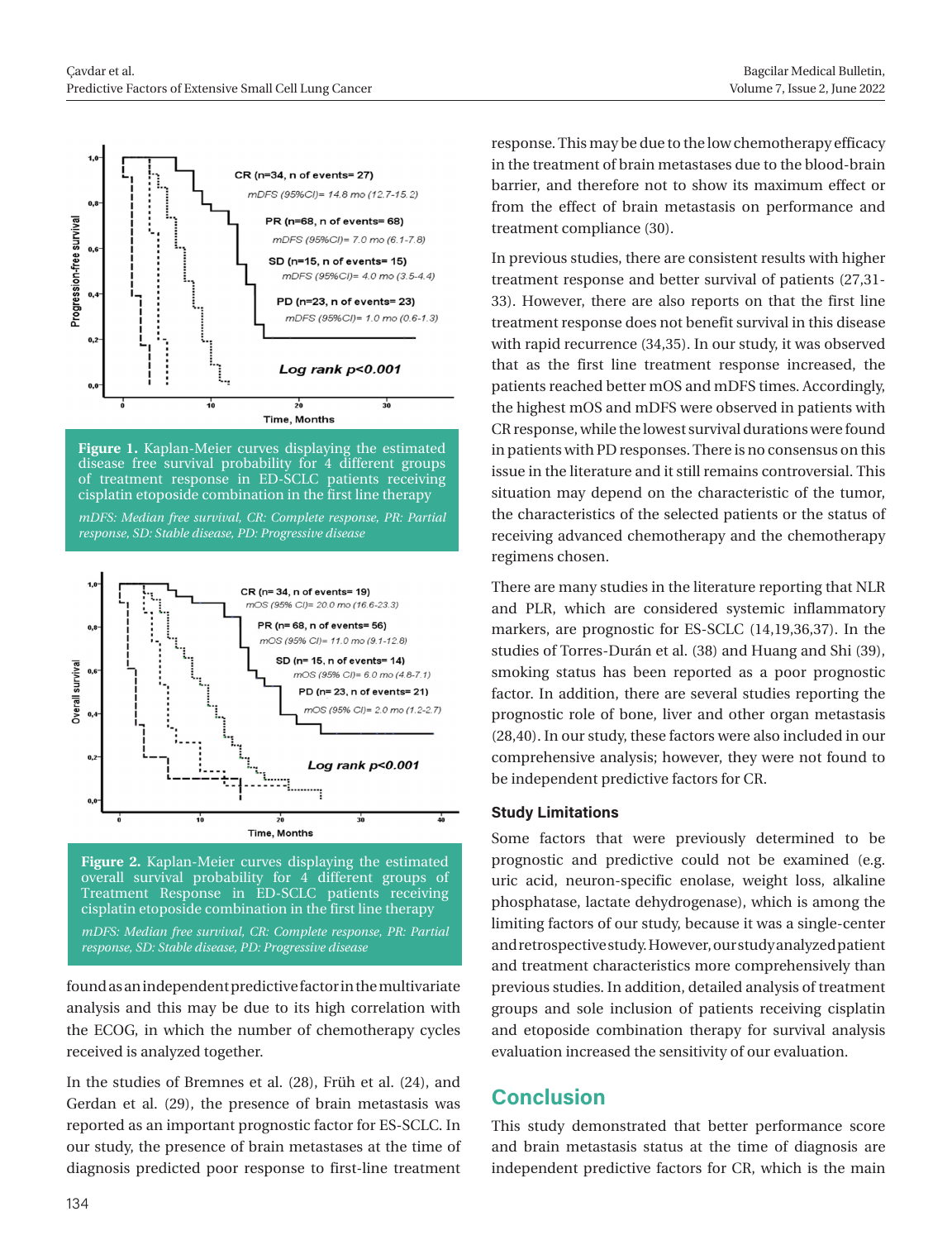**Figure 1.** Kaplan-Meier curves displaying the estimated disease free survival probability for 4 different groups of treatment response in ED-SCLC patients receiving cisplatin etoposide combination in the first line therapy

*mDFS: Median free survival, CR: Complete response, PR: Partial response, SD: Stable disease, PD: Progressive disease*

**Figure 2.** Kaplan-Meier curves displaying the estimated overall survival probability for 4 different groups of Treatment Response in ED-SCLC patients receiving cisplatin etoposide combination in the first line therapy

*mDFS: Median free survival, CR: Complete response, PR: Partial response, SD: Stable disease, PD: Progressive disease*

found as an independent predictive factor in the multivariate analysis and this may be due to its high correlation with the ECOG, in which the number of chemotherapy cycles received is analyzed together.

In the studies of Bremnes et al. (28), Früh et al. (24), and Gerdan et al. (29), the presence of brain metastasis was reported as an important prognostic factor for ES-SCLC. In our study, the presence of brain metastases at the time of diagnosis predicted poor response to first-line treatment response. This may be due to the low chemotherapy efficacy in the treatment of brain metastases due to the blood-brain barrier, and therefore not to show its maximum effect or from the effect of brain metastasis on performance and treatment compliance (30).

In previous studies, there are consistent results with higher treatment response and better survival of patients (27,31-33). However, there are also reports on that the first line treatment response does not benefit survival in this disease with rapid recurrence (34,35). In our study, it was observed that as the first line treatment response increased, the patients reached better mOS and mDFS times. Accordingly, the highest mOS and mDFS were observed in patients with CR response, while the lowest survival durations were found in patients with PD responses. There is no consensus on this issue in the literature and it still remains controversial. This situation may depend on the characteristic of the tumor, the characteristics of the selected patients or the status of receiving advanced chemotherapy and the chemotherapy regimens chosen.

There are many studies in the literature reporting that NLR and PLR, which are considered systemic inflammatory markers, are prognostic for ES-SCLC (14,19,36,37). In the studies of Torres-Durán et al. (38) and Huang and Shi (39), smoking status has been reported as a poor prognostic factor. In addition, there are several studies reporting the prognostic role of bone, liver and other organ metastasis (28,40). In our study, these factors were also included in our comprehensive analysis; however, they were not found to be independent predictive factors for CR.

### Study Limitations

Some factors that were previously determined to be prognostic and predictive could not be examined (e.g. uric acid, neuron-specific enolase, weight loss, alkaline phosphatase, lactate dehydrogenase), which is among the limiting factors of our study, because it was a single-center and retrospective study. However, our study analyzed patient and treatment characteristics more comprehensively than previous studies. In addition, detailed analysis of treatment groups and sole inclusion of patients receiving cisplatin and etoposide combination therapy for survival analysis evaluation increased the sensitivity of our evaluation.

## Conclusion

This study demonstrated that better performance score and brain metastasis status at the time of diagnosis are independent predictive factors for CR, which is the main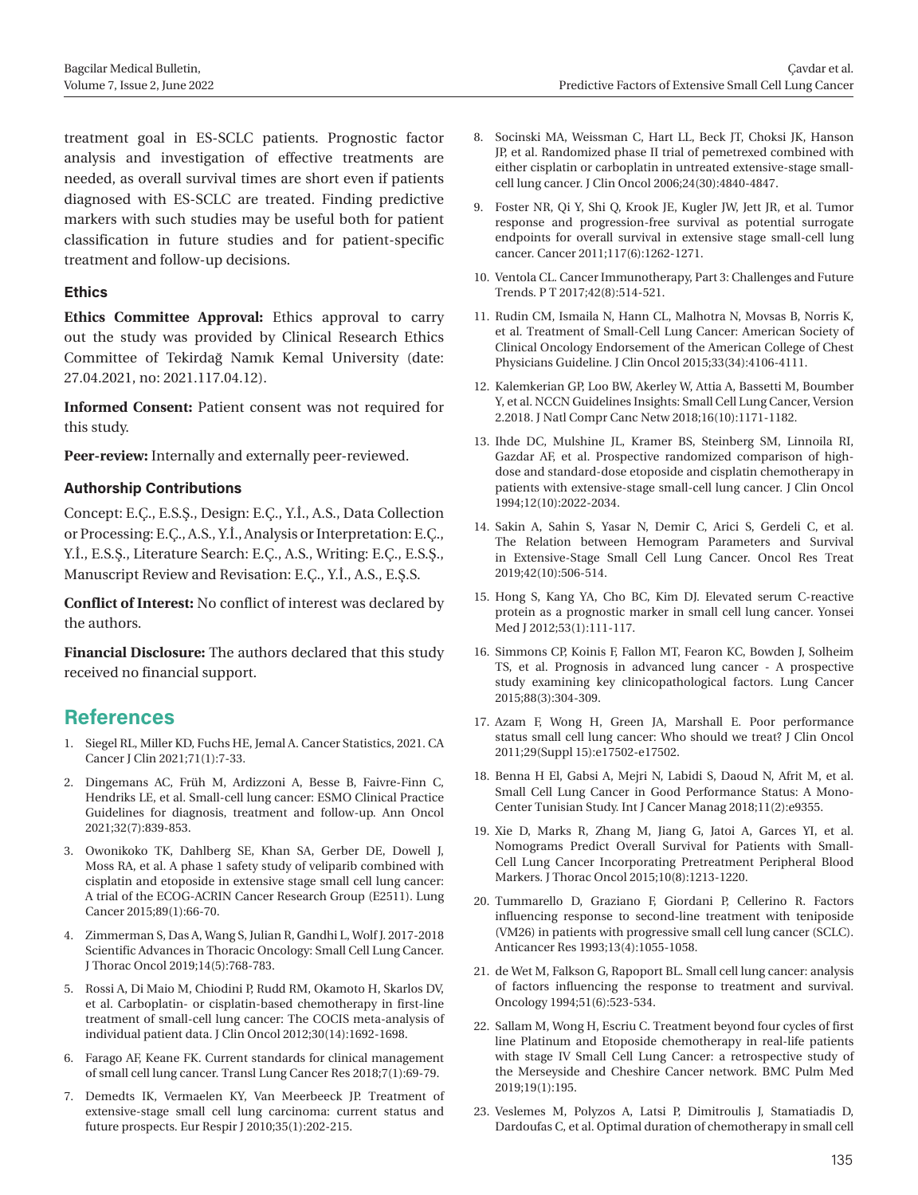treatment goal in ES-SCLC patients. Prognostic factor analysis and investigation of effective treatments are needed, as overall survival times are short even if patients diagnosed with ES-SCLC are treated. Finding predictive markers with such studies may be useful both for patient classification in future studies and for patient-specific treatment and follow-up decisions.

### Ethics

**Ethics Committee Approval:** Ethics approval to carry out the study was provided by Clinical Research Ethics Committee of Tekirdağ Namık Kemal University (date: 27.04.2021, no: 2021.117.04.12).

**Informed Consent:** Patient consent was not required for this study.

**Peer-review:** Internally and externally peer-reviewed.

### Authorship Contributions

Concept: E.Ç., E.S.Ş., Design: E.Ç., Y.İ., A.S., Data Collection or Processing: E.Ç., A.S., Y.İ., Analysis or Interpretation: E.Ç., Y.İ., E.S.Ş., Literature Search: E.Ç., A.S., Writing: E.Ç., E.S.Ş., Manuscript Review and Revisation: E.Ç., Y.İ., A.S., E.Ş.S.

**Conflict of Interest:** No conflict of interest was declared by the authors.

**Financial Disclosure:** The authors declared that this study received no financial support.

## References

1. Siegel RL, Miller KD, Fuchs HE, Jemal A. Cancer Statistics, 2021. CA Cancer J Clin 2021;71(1):7-33.
2. Dingemans AC, Früh M, Ardizzoni A, Besse B, Faivre-Finn C, Hendriks LE, et al. Small-cell lung cancer: ESMO Clinical Practice Guidelines for diagnosis, treatment and follow-up. Ann Oncol 2021;32(7):839-853.
3. Owonikoko TK, Dahlberg SE, Khan SA, Gerber DE, Dowell J, Moss RA, et al. A phase 1 safety study of veliparib combined with cisplatin and etoposide in extensive stage small cell lung cancer: A trial of the ECOG-ACRIN Cancer Research Group (E2511). Lung Cancer 2015;89(1):66-70.
4. Zimmerman S, Das A, Wang S, Julian R, Gandhi L, Wolf J. 2017-2018 Scientific Advances in Thoracic Oncology: Small Cell Lung Cancer. J Thorac Oncol 2019;14(5):768-783.
5. Rossi A, Di Maio M, Chiodini P, Rudd RM, Okamoto H, Skarlos DV, et al. Carboplatin- or cisplatin-based chemotherapy in first-line treatment of small-cell lung cancer: The COCIS meta-analysis of individual patient data. J Clin Oncol 2012;30(14):1692-1698.
6. Farago AF, Keane FK. Current standards for clinical management of small cell lung cancer. Transl Lung Cancer Res 2018;7(1):69-79.
7. Demedts IK, Vermaelen KY, Van Meerbeeck JP. Treatment of extensive-stage small cell lung carcinoma: current status and future prospects. Eur Respir J 2010;35(1):202-215.
8. Socinski MA, Weissman C, Hart LL, Beck JT, Choksi JK, Hanson JP, et al. Randomized phase II trial of pemetrexed combined with either cisplatin or carboplatin in untreated extensive-stage small-cell lung cancer. J Clin Oncol 2006;24(30):4840-4847.
9. Foster NR, Qi Y, Shi Q, Krook JE, Kugler JW, Jett JR, et al. Tumor response and progression-free survival as potential surrogate endpoints for overall survival in extensive stage small-cell lung cancer. Cancer 2011;117(6):1262-1271.
10. Ventola CL. Cancer Immunotherapy, Part 3: Challenges and Future Trends. P T 2017;42(8):514-521.
11. Rudin CM, Ismaila N, Hann CL, Malhotra N, Movsas B, Norris K, et al. Treatment of Small-Cell Lung Cancer: American Society of Clinical Oncology Endorsement of the American College of Chest Physicians Guideline. J Clin Oncol 2015;33(34):4106-4111.
12. Kalemkerian GP, Loo BW, Akerley W, Attia A, Bassetti M, Boumber Y, et al. NCCN Guidelines Insights: Small Cell Lung Cancer, Version 2.2018. J Natl Compr Canc Netw 2018;16(10):1171-1182.
13. Ihde DC, Mulshine JL, Kramer BS, Steinberg SM, Linnoila RI, Gazdar AF, et al. Prospective randomized comparison of high-dose and standard-dose etoposide and cisplatin chemotherapy in patients with extensive-stage small-cell lung cancer. J Clin Oncol 1994;12(10):2022-2034.
14. Sakin A, Sahin S, Yasar N, Demir C, Arici S, Gerdeli C, et al. The Relation between Hemogram Parameters and Survival in Extensive-Stage Small Cell Lung Cancer. Oncol Res Treat 2019;42(10):506-514.
15. Hong S, Kang YA, Cho BC, Kim DJ. Elevated serum C-reactive protein as a prognostic marker in small cell lung cancer. Yonsei Med J 2012;53(1):111-117.
16. Simmons CP, Koinis F, Fallon MT, Fearon KC, Bowden J, Solheim TS, et al. Prognosis in advanced lung cancer - A prospective study examining key clinicopathological factors. Lung Cancer 2015;88(3):304-309.
17. Azam F, Wong H, Green JA, Marshall E. Poor performance status small cell lung cancer: Who should we treat? J Clin Oncol 2011;29(Suppl 15):e17502-e17502.
18. Benna H El, Gabsi A, Mejri N, Labidi S, Daoud N, Afrit M, et al. Small Cell Lung Cancer in Good Performance Status: A Mono-Center Tunisian Study. Int J Cancer Manag 2018;11(2):e9355.
19. Xie D, Marks R, Zhang M, Jiang G, Jatoi A, Garces YI, et al. Nomograms Predict Overall Survival for Patients with Small-Cell Lung Cancer Incorporating Pretreatment Peripheral Blood Markers. J Thorac Oncol 2015;10(8):1213-1220.
20. Tummarello D, Graziano F, Giordani P, Cellerino R. Factors influencing response to second-line treatment with teniposide (VM26) in patients with progressive small cell lung cancer (SCLC). Anticancer Res 1993;13(4):1055-1058.
21. de Wet M, Falkson G, Rapoport BL. Small cell lung cancer: analysis of factors influencing the response to treatment and survival. Oncology 1994;51(6):523-534.
22. Sallam M, Wong H, Escriu C. Treatment beyond four cycles of first line Platinum and Etoposide chemotherapy in real-life patients with stage IV Small Cell Lung Cancer: a retrospective study of the Merseyside and Cheshire Cancer network. BMC Pulm Med 2019;19(1):195.
23. Veslemes M, Polyzos A, Latsi P, Dimitroulis J, Stamatiadis D, Dardoufas C, et al. Optimal duration of chemotherapy in small cell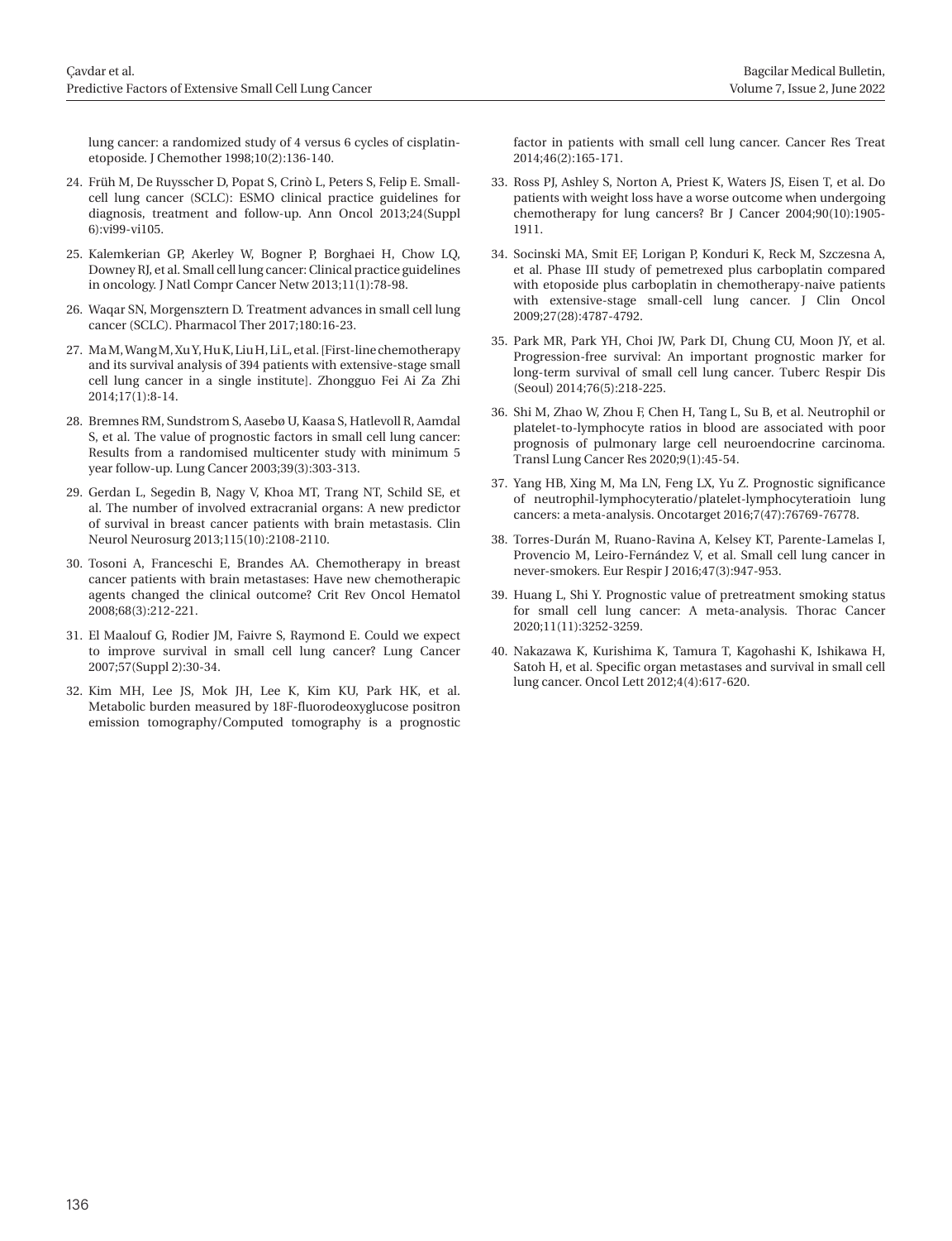lung cancer: a randomized study of 4 versus 6 cycles of cisplatin-etoposide. J Chemother 1998;10(2):136-140.

24. Früh M, De Ruysscher D, Popat S, Crinò L, Peters S, Felip E. Small-cell lung cancer (SCLC): ESMO clinical practice guidelines for diagnosis, treatment and follow-up. Ann Oncol 2013;24(Suppl 6):vi99-vi105.

25. Kalemkerian GP, Akerley W, Bogner P, Borghaei H, Chow LQ, Downey RJ, et al. Small cell lung cancer: Clinical practice guidelines in oncology. J Natl Compr Cancer Netw 2013;11(1):78-98.

26. Waqar SN, Morgensztern D. Treatment advances in small cell lung cancer (SCLC). Pharmacol Ther 2017;180:16-23.

27. Ma M, Wang M, Xu Y, Hu K, Liu H, Li L, et al. [First-line chemotherapy and its survival analysis of 394 patients with extensive-stage small cell lung cancer in a single institute]. Zhongguo Fei Ai Za Zhi 2014;17(1):8-14.

28. Bremnes RM, Sundstrom S, Aasebø U, Kaasa S, Hatlevoll R, Aamdal S, et al. The value of prognostic factors in small cell lung cancer: Results from a randomised multicenter study with minimum 5 year follow-up. Lung Cancer 2003;39(3):303-313.

29. Gerdan L, Segedin B, Nagy V, Khoa MT, Trang NT, Schild SE, et al. The number of involved extracranial organs: A new predictor of survival in breast cancer patients with brain metastasis. Clin Neurol Neurosurg 2013;115(10):2108-2110.

30. Tosoni A, Franceschi E, Brandes AA. Chemotherapy in breast cancer patients with brain metastases: Have new chemotherapic agents changed the clinical outcome? Crit Rev Oncol Hematol 2008;68(3):212-221.

31. El Maalouf G, Rodier JM, Faivre S, Raymond E. Could we expect to improve survival in small cell lung cancer? Lung Cancer 2007;57(Suppl 2):30-34.

32. Kim MH, Lee JS, Mok JH, Lee K, Kim KU, Park HK, et al. Metabolic burden measured by 18F-fluorodeoxyglucose positron emission tomography/Computed tomography is a prognostic factor in patients with small cell lung cancer. Cancer Res Treat 2014;46(2):165-171.

33. Ross PJ, Ashley S, Norton A, Priest K, Waters JS, Eisen T, et al. Do patients with weight loss have a worse outcome when undergoing chemotherapy for lung cancers? Br J Cancer 2004;90(10):1905-1911.

34. Socinski MA, Smit EF, Lorigan P, Konduri K, Reck M, Szczesna A, et al. Phase III study of pemetrexed plus carboplatin compared with etoposide plus carboplatin in chemotherapy-naive patients with extensive-stage small-cell lung cancer. J Clin Oncol 2009;27(28):4787-4792.

35. Park MR, Park YH, Choi JW, Park DI, Chung CU, Moon JY, et al. Progression-free survival: An important prognostic marker for long-term survival of small cell lung cancer. Tuberc Respir Dis (Seoul) 2014;76(5):218-225.

36. Shi M, Zhao W, Zhou F, Chen H, Tang L, Su B, et al. Neutrophil or platelet-to-lymphocyte ratios in blood are associated with poor prognosis of pulmonary large cell neuroendocrine carcinoma. Transl Lung Cancer Res 2020;9(1):45-54.

37. Yang HB, Xing M, Ma LN, Feng LX, Yu Z. Prognostic significance of neutrophil-lymphocyteratio/platelet-lymphocyteratioin lung cancers: a meta-analysis. Oncotarget 2016;7(47):76769-76778.

38. Torres-Durán M, Ruano-Ravina A, Kelsey KT, Parente-Lamelas I, Provencio M, Leiro-Fernández V, et al. Small cell lung cancer in never-smokers. Eur Respir J 2016;47(3):947-953.

39. Huang L, Shi Y. Prognostic value of pretreatment smoking status for small cell lung cancer: A meta-analysis. Thorac Cancer 2020;11(11):3252-3259.

40. Nakazawa K, Kurishima K, Tamura T, Kagohashi K, Ishikawa H, Satoh H, et al. Specific organ metastases and survival in small cell lung cancer. Oncol Lett 2012;4(4):617-620.